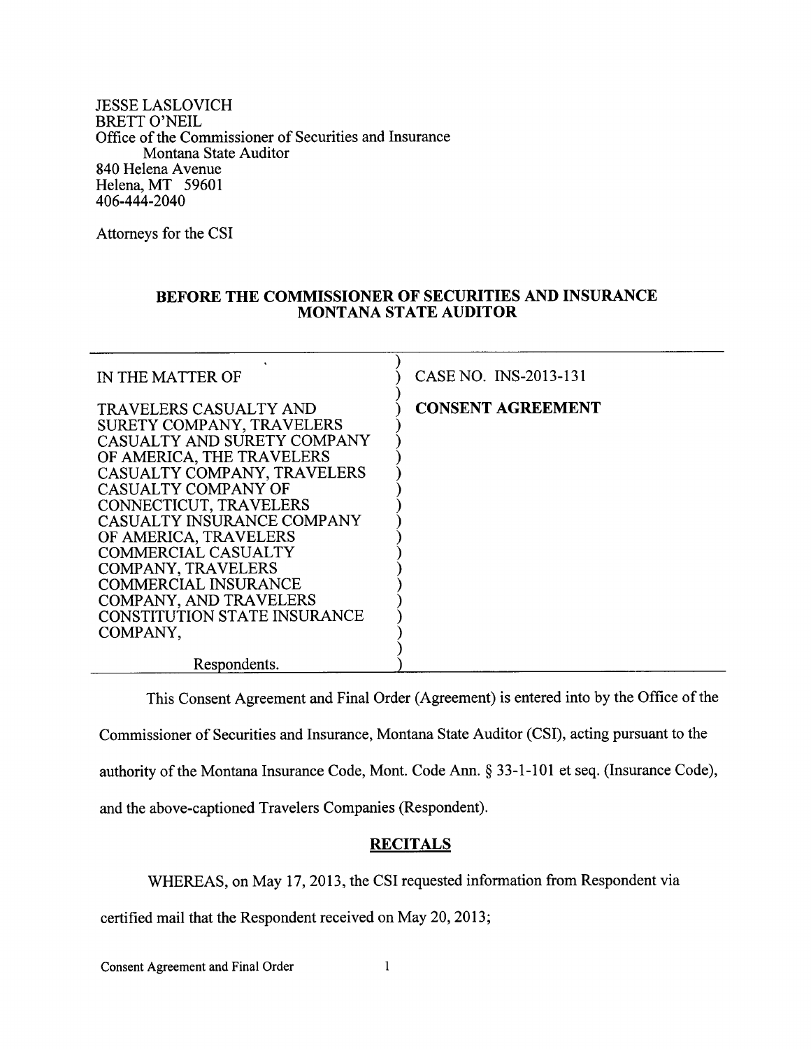JESSE LASLOVICH
BRETT O'NEIL
Office of the Commissioner of Securities and Insurance
Montana State Auditor
840 Helena Avenue
Helena, MT 59601
406-444-2040

Attorneys for the CSI

## BEFORE THE COMMISSIONER OF SECURITIES AND INSURANCE MONTANA STATE AUDITOR

| | |
|---|---|
| IN THE MATTER OF<br><br>TRAVELERS CASUALTY AND SURETY COMPANY, TRAVELERS CASUALTY AND SURETY COMPANY OF AMERICA, THE TRAVELERS CASUALTY COMPANY, TRAVELERS CASUALTY COMPANY OF CONNECTICUT, TRAVELERS CASUALTY INSURANCE COMPANY OF AMERICA, TRAVELERS COMMERCIAL CASUALTY COMPANY, TRAVELERS COMMERCIAL INSURANCE COMPANY, AND TRAVELERS CONSTITUTION STATE INSURANCE COMPANY,<br><br>Respondents. | CASE NO. INS-2013-131<br><br>**CONSENT AGREEMENT** |

This Consent Agreement and Final Order (Agreement) is entered into by the Office of the Commissioner of Securities and Insurance, Montana State Auditor (CSI), acting pursuant to the authority of the Montana Insurance Code, Mont. Code Ann. § 33-1-101 et seq. (Insurance Code), and the above-captioned Travelers Companies (Respondent).

## RECITALS

WHEREAS, on May 17, 2013, the CSI requested information from Respondent via certified mail that the Respondent received on May 20, 2013;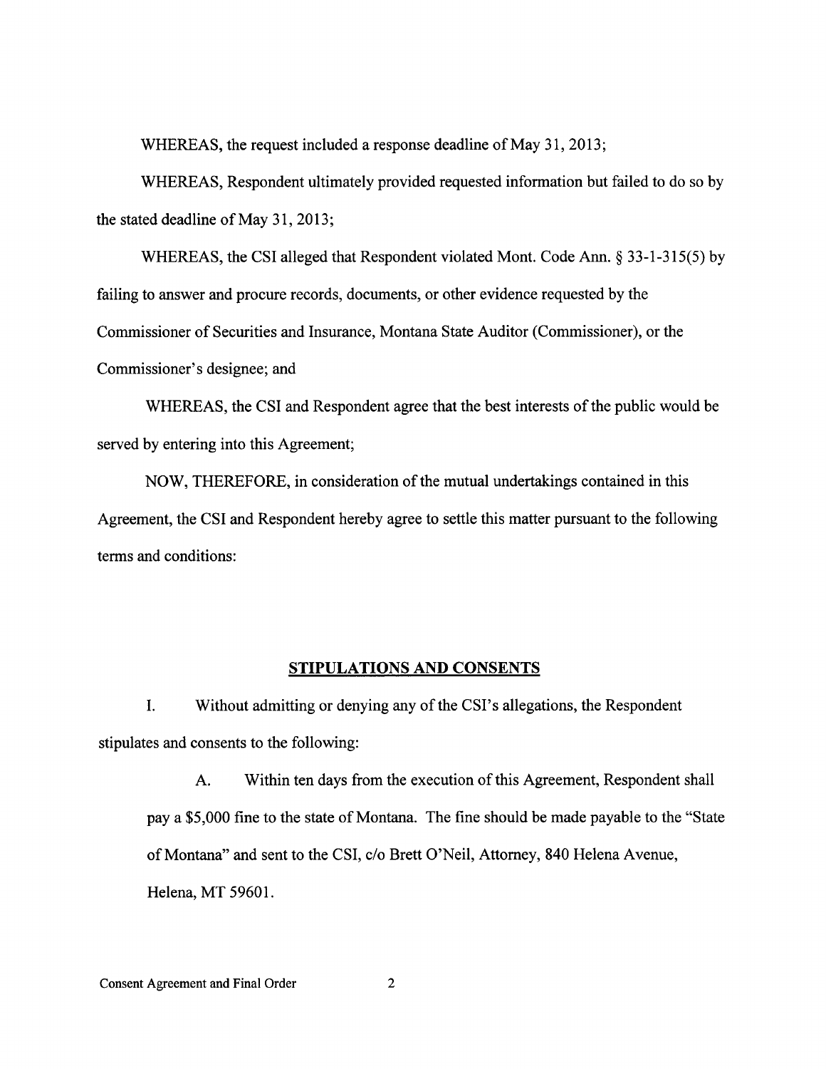WHEREAS, the request included a response deadline of May 31, 2013;

WHEREAS, Respondent ultimately provided requested information but failed to do so by the stated deadline of May 31, 2013;

WHEREAS, the CSI alleged that Respondent violated Mont. Code Ann. § 33-1-315(5) by failing to answer and procure records, documents, or other evidence requested by the Commissioner of Securities and Insurance, Montana State Auditor (Commissioner), or the Commissioner's designee; and

WHEREAS, the CSI and Respondent agree that the best interests of the public would be served by entering into this Agreement;

NOW, THEREFORE, in consideration of the mutual undertakings contained in this Agreement, the CSI and Respondent hereby agree to settle this matter pursuant to the following terms and conditions:

## STIPULATIONS AND CONSENTS

I. Without admitting or denying any of the CSI's allegations, the Respondent stipulates and consents to the following:

A. Within ten days from the execution of this Agreement, Respondent shall pay a $5,000 fine to the state of Montana. The fine should be made payable to the "State of Montana" and sent to the CSI, c/o Brett O'Neil, Attorney, 840 Helena Avenue, Helena, MT 59601.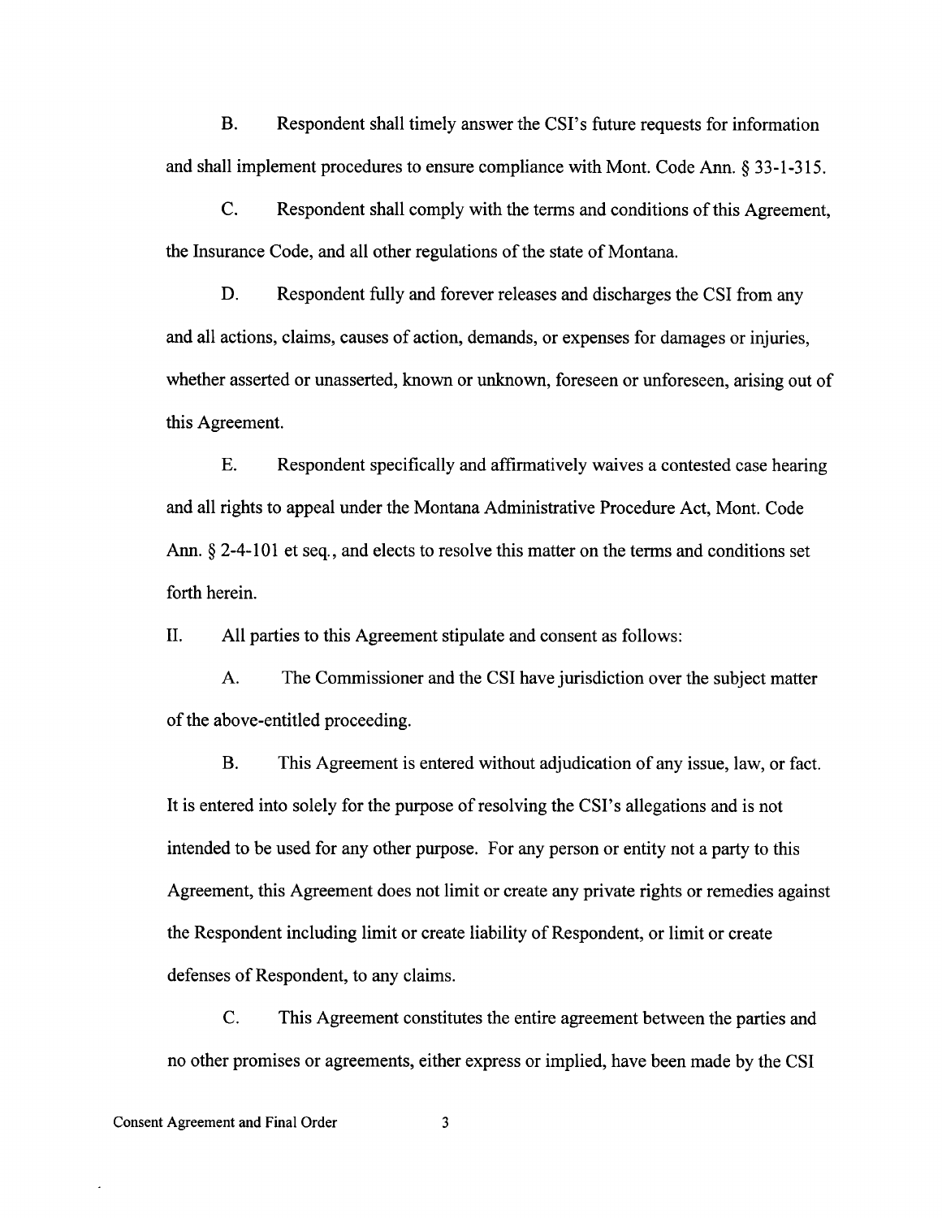B. Respondent shall timely answer the CSI's future requests for information and shall implement procedures to ensure compliance with Mont. Code Ann. § 33-1-315.

C. Respondent shall comply with the terms and conditions of this Agreement, the Insurance Code, and all other regulations of the state of Montana.

D. Respondent fully and forever releases and discharges the CSI from any and all actions, claims, causes of action, demands, or expenses for damages or injuries, whether asserted or unasserted, known or unknown, foreseen or unforeseen, arising out of this Agreement.

E. Respondent specifically and affirmatively waives a contested case hearing and all rights to appeal under the Montana Administrative Procedure Act, Mont. Code Ann. § 2-4-101 et seq., and elects to resolve this matter on the terms and conditions set forth herein.

II. All parties to this Agreement stipulate and consent as follows:

A. The Commissioner and the CSI have jurisdiction over the subject matter of the above-entitled proceeding.

B. This Agreement is entered without adjudication of any issue, law, or fact. It is entered into solely for the purpose of resolving the CSI's allegations and is not intended to be used for any other purpose. For any person or entity not a party to this Agreement, this Agreement does not limit or create any private rights or remedies against the Respondent including limit or create liability of Respondent, or limit or create defenses of Respondent, to any claims.

C. This Agreement constitutes the entire agreement between the parties and no other promises or agreements, either express or implied, have been made by the CSI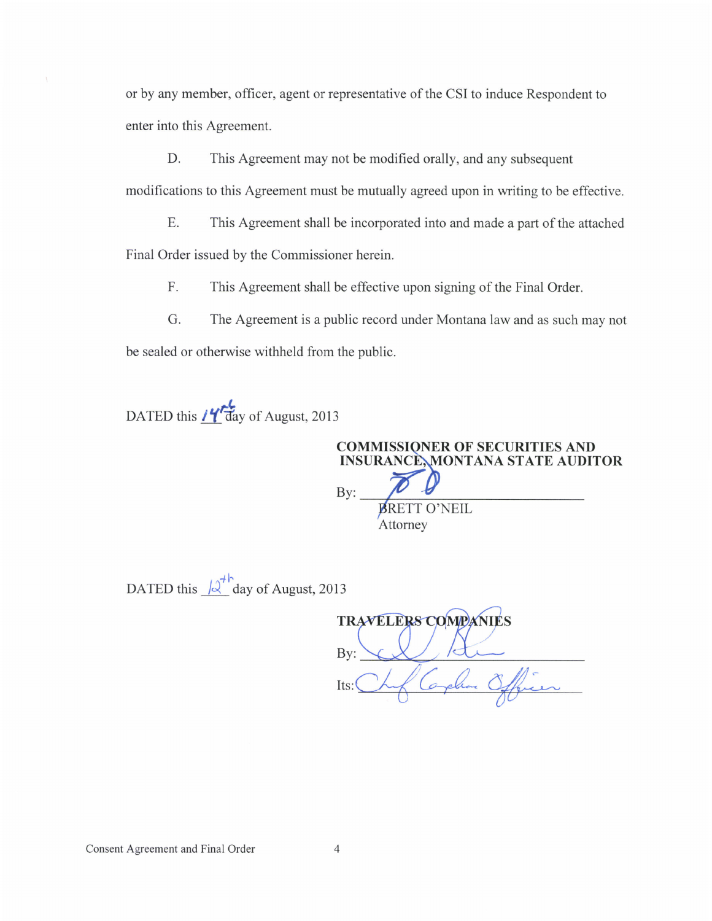or by any member, officer, agent or representative of the CSI to induce Respondent to enter into this Agreement.

D. This Agreement may not be modified orally, and any subsequent modifications to this Agreement must be mutually agreed upon in writing to be effective.

E. This Agreement shall be incorporated into and made a part of the attached Final Order issued by the Commissioner herein.

F. This Agreement shall be effective upon signing of the Final Order.

G. The Agreement is a public record under Montana law and as such may not be sealed or otherwise withheld from the public.

DATED this 14th day of August, 2013

**COMMISSIONER OF SECURITIES AND INSURANCE, MONTANA STATE AUDITOR**

By: ______________________
BRETT O'NEIL
Attorney

DATED this 12th day of August, 2013

**TRAVELERS COMPANIES**

By: ______________________

Its: Chief Compliance Officer

Consent Agreement and Final Order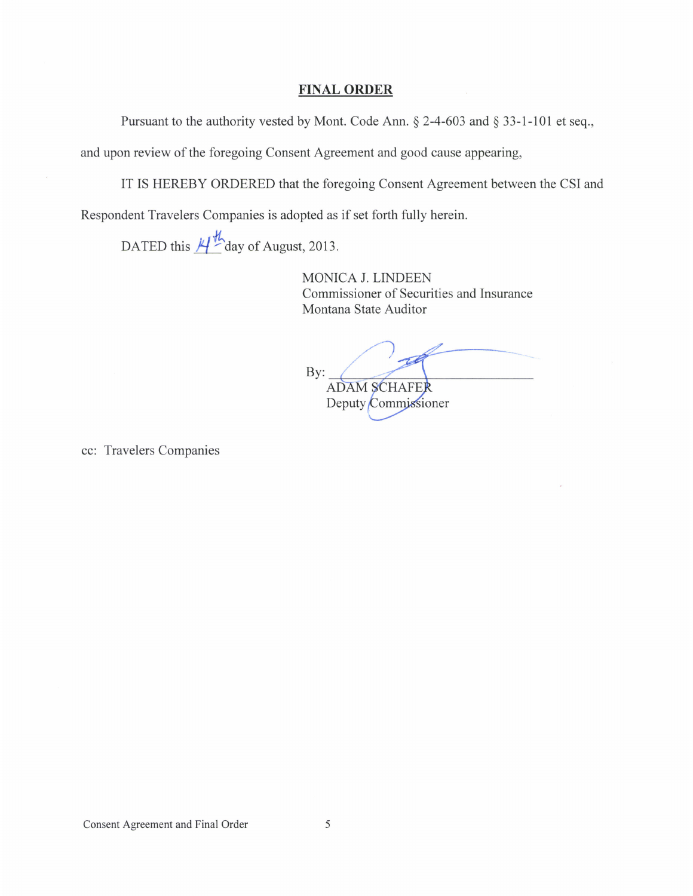## FINAL ORDER

Pursuant to the authority vested by Mont. Code Ann. § 2-4-603 and § 33-1-101 et seq., and upon review of the foregoing Consent Agreement and good cause appearing,

IT IS HEREBY ORDERED that the foregoing Consent Agreement between the CSI and Respondent Travelers Companies is adopted as if set forth fully herein.

DATED this 4th day of August, 2013.

MONICA J. LINDEEN
Commissioner of Securities and Insurance
Montana State Auditor

By: ______________________________
ADAM SCHAFER
Deputy Commissioner

cc: Travelers Companies

Consent Agreement and Final Order